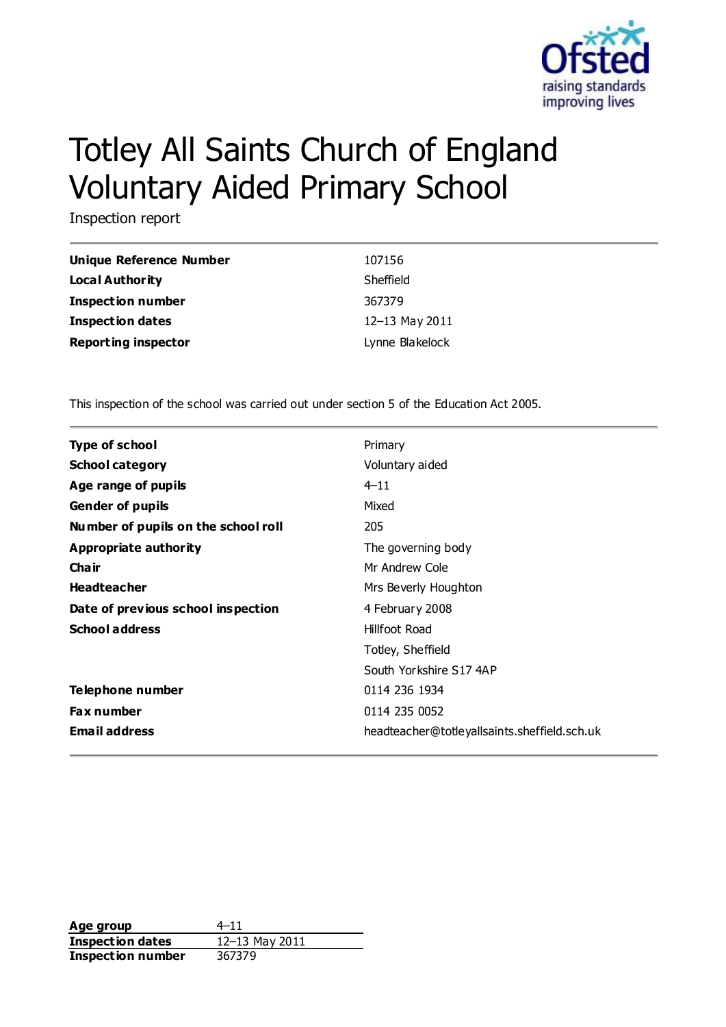# Totley All Saints Church of England Voluntary Aided Primary School

Inspection report

| | |
|---|---|
| **Unique Reference Number** | 107156 |
| **Local Authority** | Sheffield |
| **Inspection number** | 367379 |
| **Inspection dates** | 12–13 May 2011 |
| **Reporting inspector** | Lynne Blakelock |

This inspection of the school was carried out under section 5 of the Education Act 2005.

| | |
|---|---|
| **Type of school** | Primary |
| **School category** | Voluntary aided |
| **Age range of pupils** | 4–11 |
| **Gender of pupils** | Mixed |
| **Number of pupils on the school roll** | 205 |
| **Appropriate authority** | The governing body |
| **Chair** | Mr Andrew Cole |
| **Headteacher** | Mrs Beverly Houghton |
| **Date of previous school inspection** | 4 February 2008 |
| **School address** | Hillfoot Road<br>Totley, Sheffield<br>South Yorkshire S17 4AP |
| **Telephone number** | 0114 236 1934 |
| **Fax number** | 0114 235 0052 |
| **Email address** | headteacher@totleyallsaints.sheffield.sch.uk |

| | |
|---|---|
| **Age group** | 4–11 |
| **Inspection dates** | 12–13 May 2011 |
| **Inspection number** | 367379 |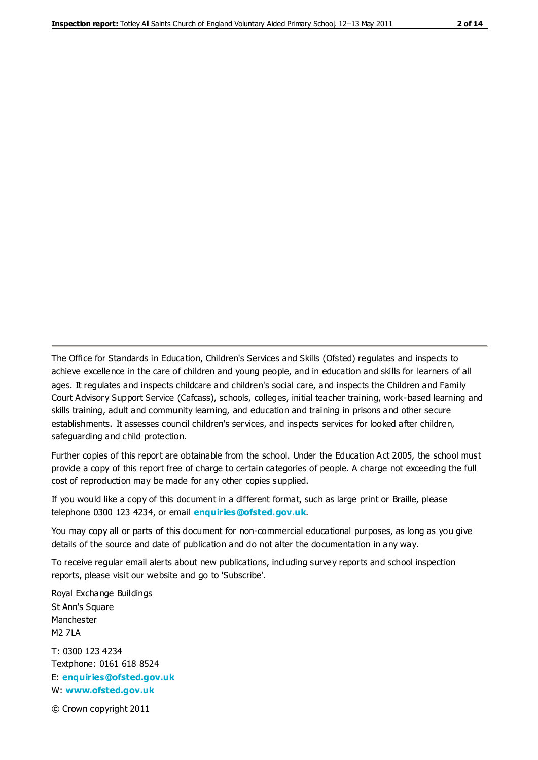The Office for Standards in Education, Children's Services and Skills (Ofsted) regulates and inspects to achieve excellence in the care of children and young people, and in education and skills for learners of all ages. It regulates and inspects childcare and children's social care, and inspects the Children and Family Court Advisory Support Service (Cafcass), schools, colleges, initial teacher training, work-based learning and skills training, adult and community learning, and education and training in prisons and other secure establishments. It assesses council children's services, and inspects services for looked after children, safeguarding and child protection.

Further copies of this report are obtainable from the school. Under the Education Act 2005, the school must provide a copy of this report free of charge to certain categories of people. A charge not exceeding the full cost of reproduction may be made for any other copies supplied.

If you would like a copy of this document in a different format, such as large print or Braille, please telephone 0300 123 4234, or email **enquiries@ofsted.gov.uk**.

You may copy all or parts of this document for non-commercial educational purposes, as long as you give details of the source and date of publication and do not alter the documentation in any way.

To receive regular email alerts about new publications, including survey reports and school inspection reports, please visit our website and go to 'Subscribe'.

Royal Exchange Buildings
St Ann's Square
Manchester
M2 7LA

T: 0300 123 4234
Textphone: 0161 618 8524
E: **enquiries@ofsted.gov.uk**
W: **www.ofsted.gov.uk**

© Crown copyright 2011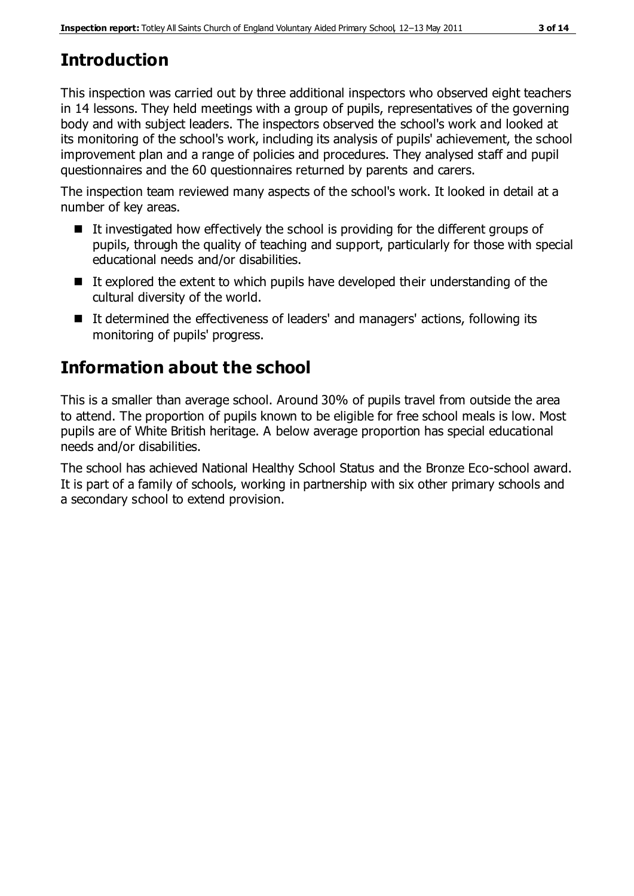# Introduction

This inspection was carried out by three additional inspectors who observed eight teachers in 14 lessons. They held meetings with a group of pupils, representatives of the governing body and with subject leaders. The inspectors observed the school's work and looked at its monitoring of the school's work, including its analysis of pupils' achievement, the school improvement plan and a range of policies and procedures. They analysed staff and pupil questionnaires and the 60 questionnaires returned by parents and carers.

The inspection team reviewed many aspects of the school's work. It looked in detail at a number of key areas.

- It investigated how effectively the school is providing for the different groups of pupils, through the quality of teaching and support, particularly for those with special educational needs and/or disabilities.
- It explored the extent to which pupils have developed their understanding of the cultural diversity of the world.
- It determined the effectiveness of leaders' and managers' actions, following its monitoring of pupils' progress.

# Information about the school

This is a smaller than average school. Around 30% of pupils travel from outside the area to attend. The proportion of pupils known to be eligible for free school meals is low. Most pupils are of White British heritage. A below average proportion has special educational needs and/or disabilities.

The school has achieved National Healthy School Status and the Bronze Eco-school award. It is part of a family of schools, working in partnership with six other primary schools and a secondary school to extend provision.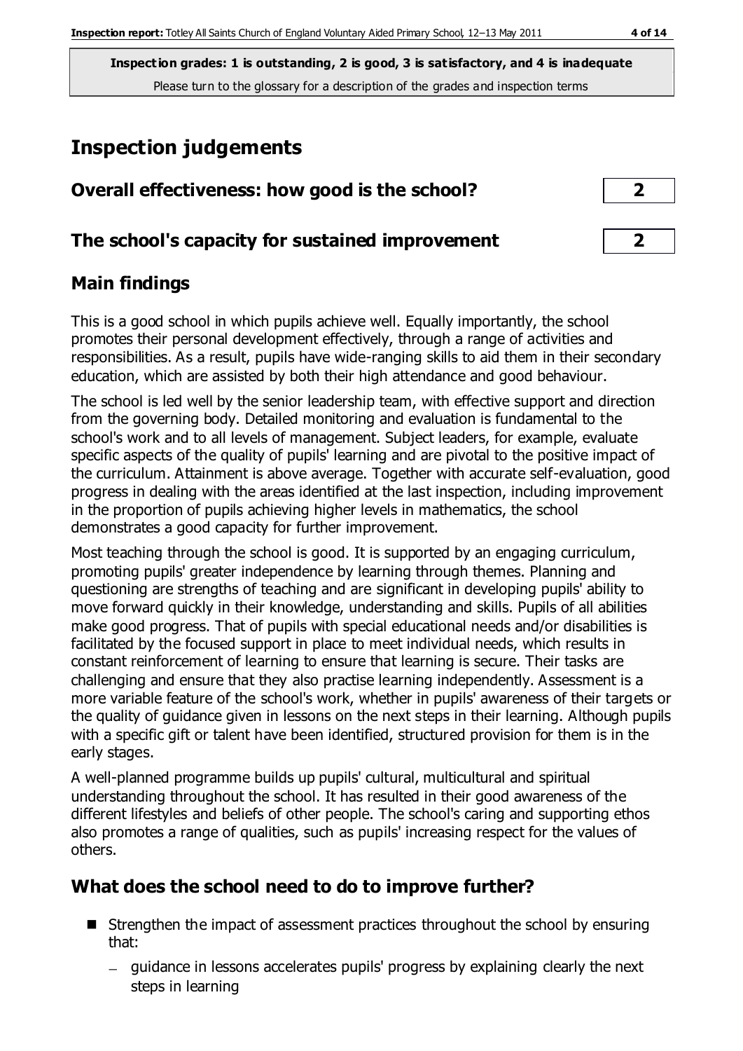**Inspection grades: 1 is outstanding, 2 is good, 3 is satisfactory, and 4 is inadequate**
Please turn to the glossary for a description of the grades and inspection terms

# Inspection judgements

## Overall effectiveness: how good is the school? — 2

## The school's capacity for sustained improvement — 2

## Main findings

This is a good school in which pupils achieve well. Equally importantly, the school promotes their personal development effectively, through a range of activities and responsibilities. As a result, pupils have wide-ranging skills to aid them in their secondary education, which are assisted by both their high attendance and good behaviour.

The school is led well by the senior leadership team, with effective support and direction from the governing body. Detailed monitoring and evaluation is fundamental to the school's work and to all levels of management. Subject leaders, for example, evaluate specific aspects of the quality of pupils' learning and are pivotal to the positive impact of the curriculum. Attainment is above average. Together with accurate self-evaluation, good progress in dealing with the areas identified at the last inspection, including improvement in the proportion of pupils achieving higher levels in mathematics, the school demonstrates a good capacity for further improvement.

Most teaching through the school is good. It is supported by an engaging curriculum, promoting pupils' greater independence by learning through themes. Planning and questioning are strengths of teaching and are significant in developing pupils' ability to move forward quickly in their knowledge, understanding and skills. Pupils of all abilities make good progress. That of pupils with special educational needs and/or disabilities is facilitated by the focused support in place to meet individual needs, which results in constant reinforcement of learning to ensure that learning is secure. Their tasks are challenging and ensure that they also practise learning independently. Assessment is a more variable feature of the school's work, whether in pupils' awareness of their targets or the quality of guidance given in lessons on the next steps in their learning. Although pupils with a specific gift or talent have been identified, structured provision for them is in the early stages.

A well-planned programme builds up pupils' cultural, multicultural and spiritual understanding throughout the school. It has resulted in their good awareness of the different lifestyles and beliefs of other people. The school's caring and supporting ethos also promotes a range of qualities, such as pupils' increasing respect for the values of others.

## What does the school need to do to improve further?

- Strengthen the impact of assessment practices throughout the school by ensuring that:
  - guidance in lessons accelerates pupils' progress by explaining clearly the next steps in learning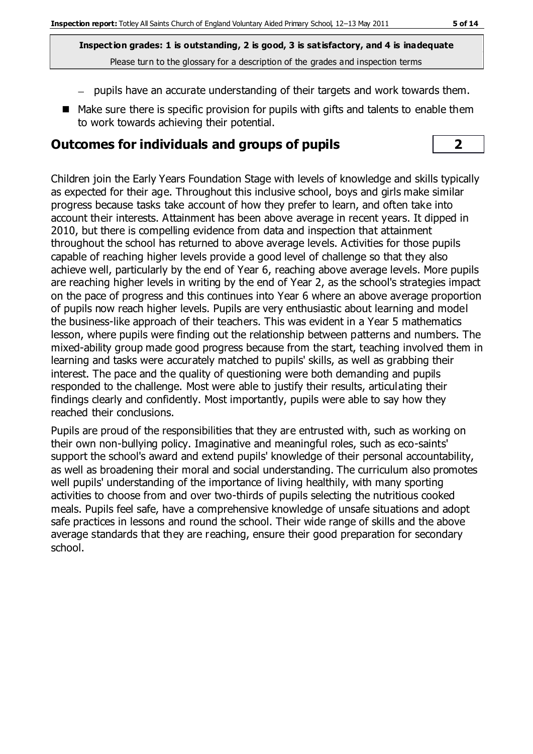**Inspection grades: 1 is outstanding, 2 is good, 3 is satisfactory, and 4 is inadequate**
Please turn to the glossary for a description of the grades and inspection terms

- pupils have an accurate understanding of their targets and work towards them.

- Make sure there is specific provision for pupils with gifts and talents to enable them to work towards achieving their potential.

## Outcomes for individuals and groups of pupils — 2

Children join the Early Years Foundation Stage with levels of knowledge and skills typically as expected for their age. Throughout this inclusive school, boys and girls make similar progress because tasks take account of how they prefer to learn, and often take into account their interests. Attainment has been above average in recent years. It dipped in 2010, but there is compelling evidence from data and inspection that attainment throughout the school has returned to above average levels. Activities for those pupils capable of reaching higher levels provide a good level of challenge so that they also achieve well, particularly by the end of Year 6, reaching above average levels. More pupils are reaching higher levels in writing by the end of Year 2, as the school's strategies impact on the pace of progress and this continues into Year 6 where an above average proportion of pupils now reach higher levels. Pupils are very enthusiastic about learning and model the business-like approach of their teachers. This was evident in a Year 5 mathematics lesson, where pupils were finding out the relationship between patterns and numbers. The mixed-ability group made good progress because from the start, teaching involved them in learning and tasks were accurately matched to pupils' skills, as well as grabbing their interest. The pace and the quality of questioning were both demanding and pupils responded to the challenge. Most were able to justify their results, articulating their findings clearly and confidently. Most importantly, pupils were able to say how they reached their conclusions.

Pupils are proud of the responsibilities that they are entrusted with, such as working on their own non-bullying policy. Imaginative and meaningful roles, such as eco-saints' support the school's award and extend pupils' knowledge of their personal accountability, as well as broadening their moral and social understanding. The curriculum also promotes well pupils' understanding of the importance of living healthily, with many sporting activities to choose from and over two-thirds of pupils selecting the nutritious cooked meals. Pupils feel safe, have a comprehensive knowledge of unsafe situations and adopt safe practices in lessons and round the school. Their wide range of skills and the above average standards that they are reaching, ensure their good preparation for secondary school.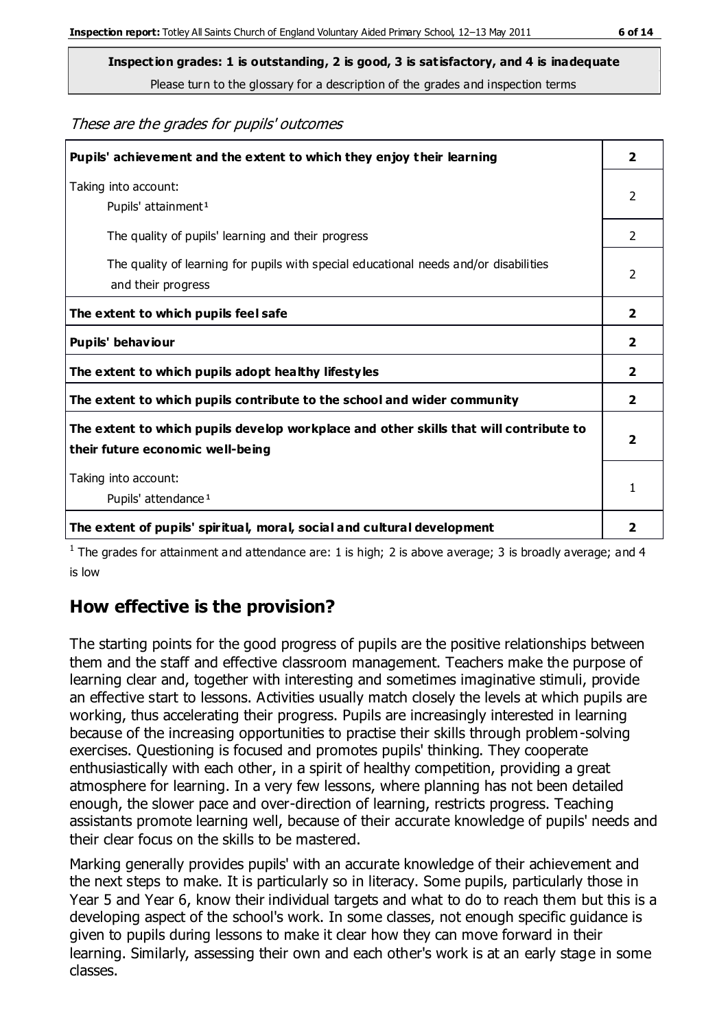**Inspection grades: 1 is outstanding, 2 is good, 3 is satisfactory, and 4 is inadequate**

Please turn to the glossary for a description of the grades and inspection terms

*These are the grades for pupils' outcomes*

| | |
|---|---|
| **Pupils' achievement and the extent to which they enjoy their learning** | **2** |
| Taking into account: Pupils' attainment[1] | 2 |
| The quality of pupils' learning and their progress | 2 |
| The quality of learning for pupils with special educational needs and/or disabilities and their progress | 2 |
| **The extent to which pupils feel safe** | **2** |
| **Pupils' behaviour** | **2** |
| **The extent to which pupils adopt healthy lifestyles** | **2** |
| **The extent to which pupils contribute to the school and wider community** | **2** |
| **The extent to which pupils develop workplace and other skills that will contribute to their future economic well-being** | **2** |
| Taking into account: Pupils' attendance[1] | 1 |
| **The extent of pupils' spiritual, moral, social and cultural development** | **2** |

[1] The grades for attainment and attendance are: 1 is high; 2 is above average; 3 is broadly average; and 4 is low

## How effective is the provision?

The starting points for the good progress of pupils are the positive relationships between them and the staff and effective classroom management. Teachers make the purpose of learning clear and, together with interesting and sometimes imaginative stimuli, provide an effective start to lessons. Activities usually match closely the levels at which pupils are working, thus accelerating their progress. Pupils are increasingly interested in learning because of the increasing opportunities to practise their skills through problem-solving exercises. Questioning is focused and promotes pupils' thinking. They cooperate enthusiastically with each other, in a spirit of healthy competition, providing a great atmosphere for learning. In a very few lessons, where planning has not been detailed enough, the slower pace and over-direction of learning, restricts progress. Teaching assistants promote learning well, because of their accurate knowledge of pupils' needs and their clear focus on the skills to be mastered.

Marking generally provides pupils' with an accurate knowledge of their achievement and the next steps to make. It is particularly so in literacy. Some pupils, particularly those in Year 5 and Year 6, know their individual targets and what to do to reach them but this is a developing aspect of the school's work. In some classes, not enough specific guidance is given to pupils during lessons to make it clear how they can move forward in their learning. Similarly, assessing their own and each other's work is at an early stage in some classes.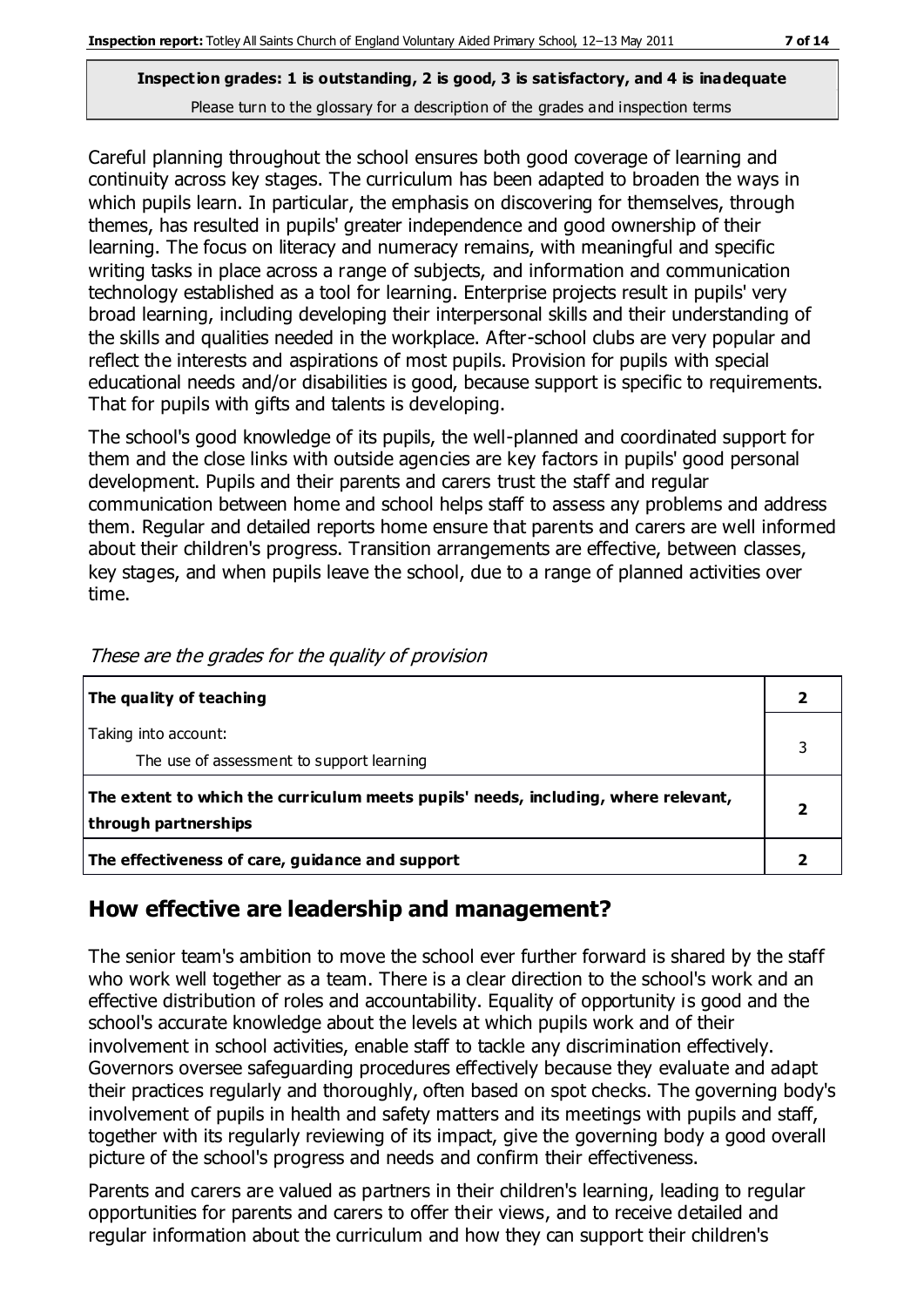**Inspection grades: 1 is outstanding, 2 is good, 3 is satisfactory, and 4 is inadequate**
Please turn to the glossary for a description of the grades and inspection terms

Careful planning throughout the school ensures both good coverage of learning and continuity across key stages. The curriculum has been adapted to broaden the ways in which pupils learn. In particular, the emphasis on discovering for themselves, through themes, has resulted in pupils' greater independence and good ownership of their learning. The focus on literacy and numeracy remains, with meaningful and specific writing tasks in place across a range of subjects, and information and communication technology established as a tool for learning. Enterprise projects result in pupils' very broad learning, including developing their interpersonal skills and their understanding of the skills and qualities needed in the workplace. After-school clubs are very popular and reflect the interests and aspirations of most pupils. Provision for pupils with special educational needs and/or disabilities is good, because support is specific to requirements. That for pupils with gifts and talents is developing.

The school's good knowledge of its pupils, the well-planned and coordinated support for them and the close links with outside agencies are key factors in pupils' good personal development. Pupils and their parents and carers trust the staff and regular communication between home and school helps staff to assess any problems and address them. Regular and detailed reports home ensure that parents and carers are well informed about their children's progress. Transition arrangements are effective, between classes, key stages, and when pupils leave the school, due to a range of planned activities over time.

*These are the grades for the quality of provision*

| | |
|---|---|
| **The quality of teaching** | **2** |
| Taking into account:<br>The use of assessment to support learning | 3 |
| **The extent to which the curriculum meets pupils' needs, including, where relevant, through partnerships** | **2** |
| **The effectiveness of care, guidance and support** | **2** |

## How effective are leadership and management?

The senior team's ambition to move the school ever further forward is shared by the staff who work well together as a team. There is a clear direction to the school's work and an effective distribution of roles and accountability. Equality of opportunity is good and the school's accurate knowledge about the levels at which pupils work and of their involvement in school activities, enable staff to tackle any discrimination effectively. Governors oversee safeguarding procedures effectively because they evaluate and adapt their practices regularly and thoroughly, often based on spot checks. The governing body's involvement of pupils in health and safety matters and its meetings with pupils and staff, together with its regularly reviewing of its impact, give the governing body a good overall picture of the school's progress and needs and confirm their effectiveness.

Parents and carers are valued as partners in their children's learning, leading to regular opportunities for parents and carers to offer their views, and to receive detailed and regular information about the curriculum and how they can support their children's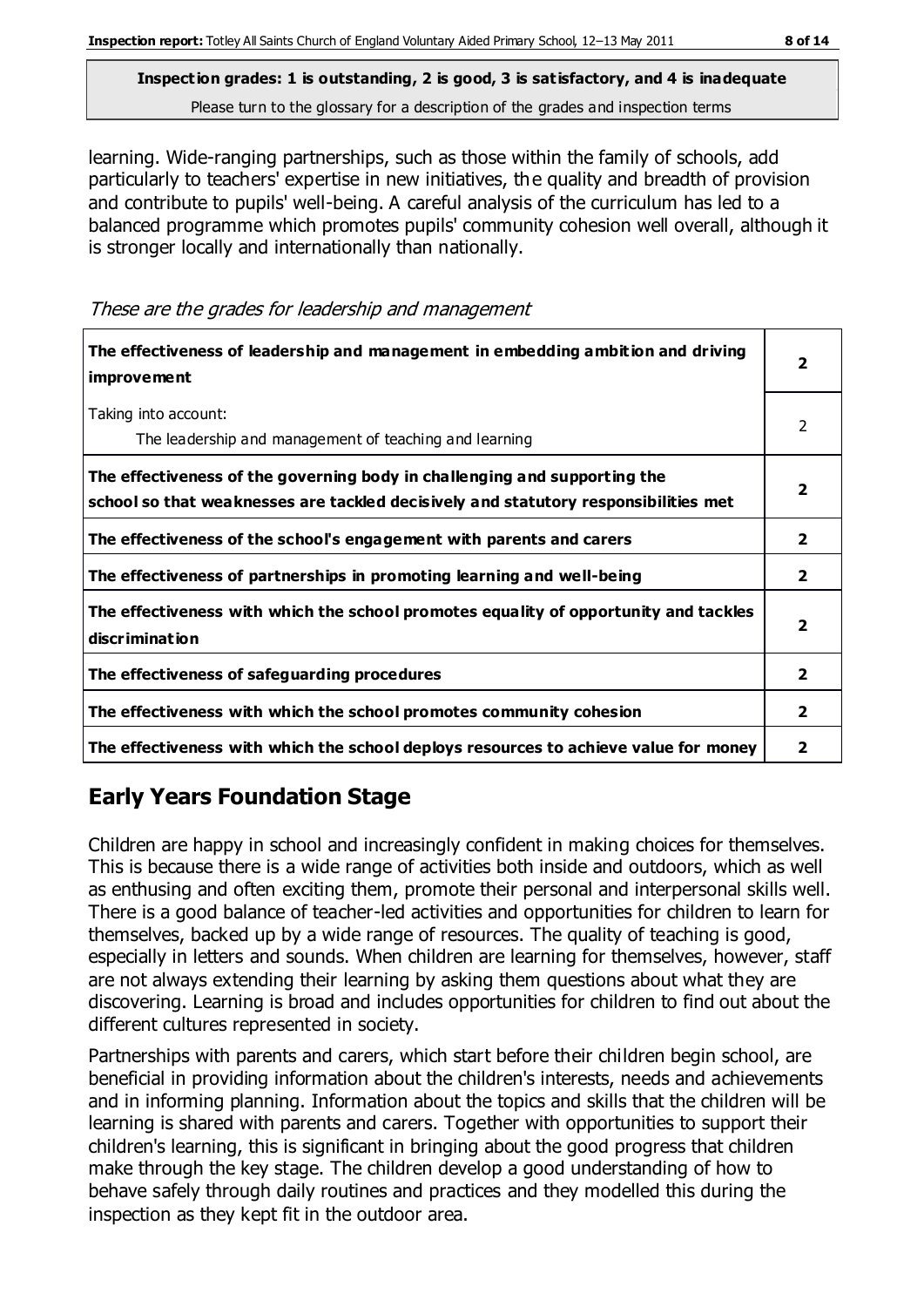**Inspection grades: 1 is outstanding, 2 is good, 3 is satisfactory, and 4 is inadequate**

Please turn to the glossary for a description of the grades and inspection terms

learning. Wide-ranging partnerships, such as those within the family of schools, add particularly to teachers' expertise in new initiatives, the quality and breadth of provision and contribute to pupils' well-being. A careful analysis of the curriculum has led to a balanced programme which promotes pupils' community cohesion well overall, although it is stronger locally and internationally than nationally.

*These are the grades for leadership and management*

| | |
|---|---|
| **The effectiveness of leadership and management in embedding ambition and driving improvement** | **2** |
| Taking into account:<br>The leadership and management of teaching and learning | 2 |
| **The effectiveness of the governing body in challenging and supporting the school so that weaknesses are tackled decisively and statutory responsibilities met** | **2** |
| **The effectiveness of the school's engagement with parents and carers** | **2** |
| **The effectiveness of partnerships in promoting learning and well-being** | **2** |
| **The effectiveness with which the school promotes equality of opportunity and tackles discrimination** | **2** |
| **The effectiveness of safeguarding procedures** | **2** |
| **The effectiveness with which the school promotes community cohesion** | **2** |
| **The effectiveness with which the school deploys resources to achieve value for money** | **2** |

## Early Years Foundation Stage

Children are happy in school and increasingly confident in making choices for themselves. This is because there is a wide range of activities both inside and outdoors, which as well as enthusing and often exciting them, promote their personal and interpersonal skills well. There is a good balance of teacher-led activities and opportunities for children to learn for themselves, backed up by a wide range of resources. The quality of teaching is good, especially in letters and sounds. When children are learning for themselves, however, staff are not always extending their learning by asking them questions about what they are discovering. Learning is broad and includes opportunities for children to find out about the different cultures represented in society.

Partnerships with parents and carers, which start before their children begin school, are beneficial in providing information about the children's interests, needs and achievements and in informing planning. Information about the topics and skills that the children will be learning is shared with parents and carers. Together with opportunities to support their children's learning, this is significant in bringing about the good progress that children make through the key stage. The children develop a good understanding of how to behave safely through daily routines and practices and they modelled this during the inspection as they kept fit in the outdoor area.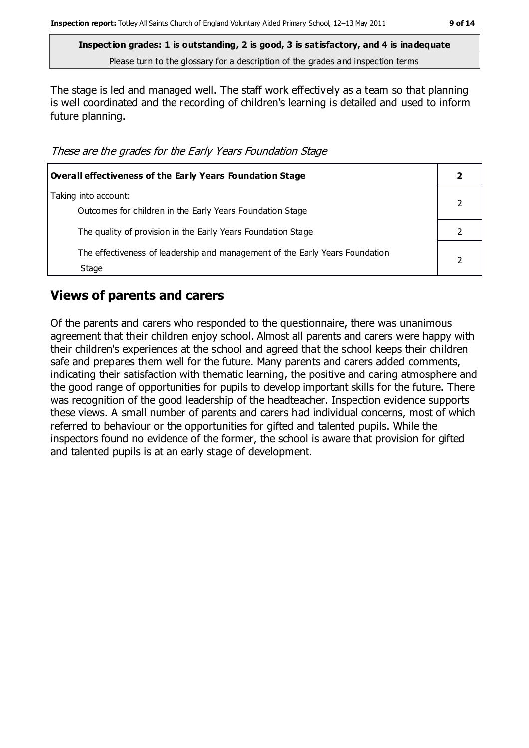**Inspection grades: 1 is outstanding, 2 is good, 3 is satisfactory, and 4 is inadequate**
Please turn to the glossary for a description of the grades and inspection terms

The stage is led and managed well. The staff work effectively as a team so that planning is well coordinated and the recording of children's learning is detailed and used to inform future planning.

*These are the grades for the Early Years Foundation Stage*

| **Overall effectiveness of the Early Years Foundation Stage** | **2** |
|---|---|
| Taking into account:<br>Outcomes for children in the Early Years Foundation Stage | 2 |
| The quality of provision in the Early Years Foundation Stage | 2 |
| The effectiveness of leadership and management of the Early Years Foundation Stage | 2 |

## Views of parents and carers

Of the parents and carers who responded to the questionnaire, there was unanimous agreement that their children enjoy school. Almost all parents and carers were happy with their children's experiences at the school and agreed that the school keeps their children safe and prepares them well for the future. Many parents and carers added comments, indicating their satisfaction with thematic learning, the positive and caring atmosphere and the good range of opportunities for pupils to develop important skills for the future. There was recognition of the good leadership of the headteacher. Inspection evidence supports these views. A small number of parents and carers had individual concerns, most of which referred to behaviour or the opportunities for gifted and talented pupils. While the inspectors found no evidence of the former, the school is aware that provision for gifted and talented pupils is at an early stage of development.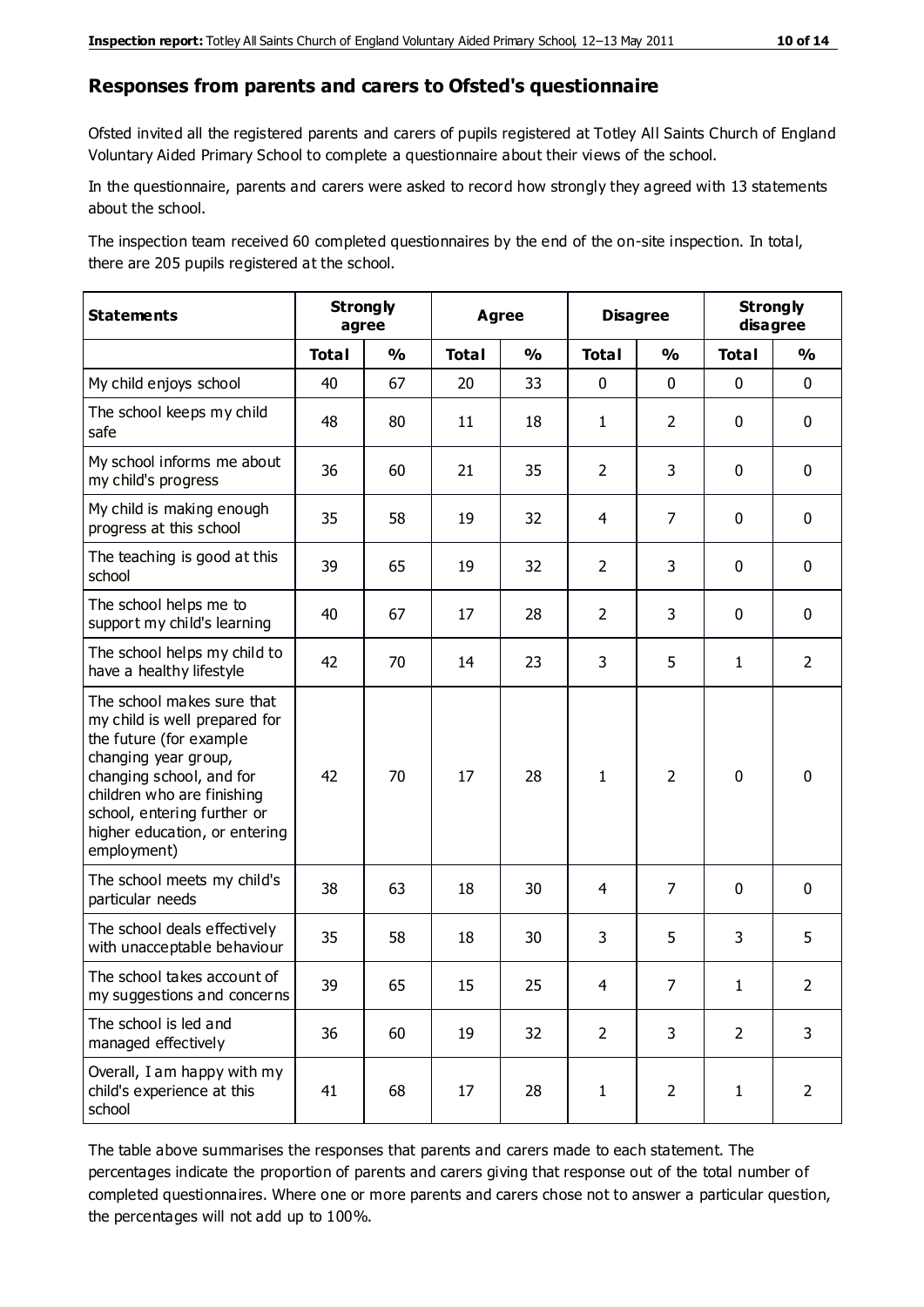## Responses from parents and carers to Ofsted's questionnaire

Ofsted invited all the registered parents and carers of pupils registered at Totley All Saints Church of England Voluntary Aided Primary School to complete a questionnaire about their views of the school.

In the questionnaire, parents and carers were asked to record how strongly they agreed with 13 statements about the school.

The inspection team received 60 completed questionnaires by the end of the on-site inspection. In total, there are 205 pupils registered at the school.

| Statements | Strongly agree | | Agree | | Disagree | | Strongly disagree | |
|---|---|---|---|---|---|---|---|---|
| | Total | % | Total | % | Total | % | Total | % |
| My child enjoys school | 40 | 67 | 20 | 33 | 0 | 0 | 0 | 0 |
| The school keeps my child safe | 48 | 80 | 11 | 18 | 1 | 2 | 0 | 0 |
| My school informs me about my child's progress | 36 | 60 | 21 | 35 | 2 | 3 | 0 | 0 |
| My child is making enough progress at this school | 35 | 58 | 19 | 32 | 4 | 7 | 0 | 0 |
| The teaching is good at this school | 39 | 65 | 19 | 32 | 2 | 3 | 0 | 0 |
| The school helps me to support my child's learning | 40 | 67 | 17 | 28 | 2 | 3 | 0 | 0 |
| The school helps my child to have a healthy lifestyle | 42 | 70 | 14 | 23 | 3 | 5 | 1 | 2 |
| The school makes sure that my child is well prepared for the future (for example changing year group, changing school, and for children who are finishing school, entering further or higher education, or entering employment) | 42 | 70 | 17 | 28 | 1 | 2 | 0 | 0 |
| The school meets my child's particular needs | 38 | 63 | 18 | 30 | 4 | 7 | 0 | 0 |
| The school deals effectively with unacceptable behaviour | 35 | 58 | 18 | 30 | 3 | 5 | 3 | 5 |
| The school takes account of my suggestions and concerns | 39 | 65 | 15 | 25 | 4 | 7 | 1 | 2 |
| The school is led and managed effectively | 36 | 60 | 19 | 32 | 2 | 3 | 2 | 3 |
| Overall, I am happy with my child's experience at this school | 41 | 68 | 17 | 28 | 1 | 2 | 1 | 2 |

The table above summarises the responses that parents and carers made to each statement. The percentages indicate the proportion of parents and carers giving that response out of the total number of completed questionnaires. Where one or more parents and carers chose not to answer a particular question, the percentages will not add up to 100%.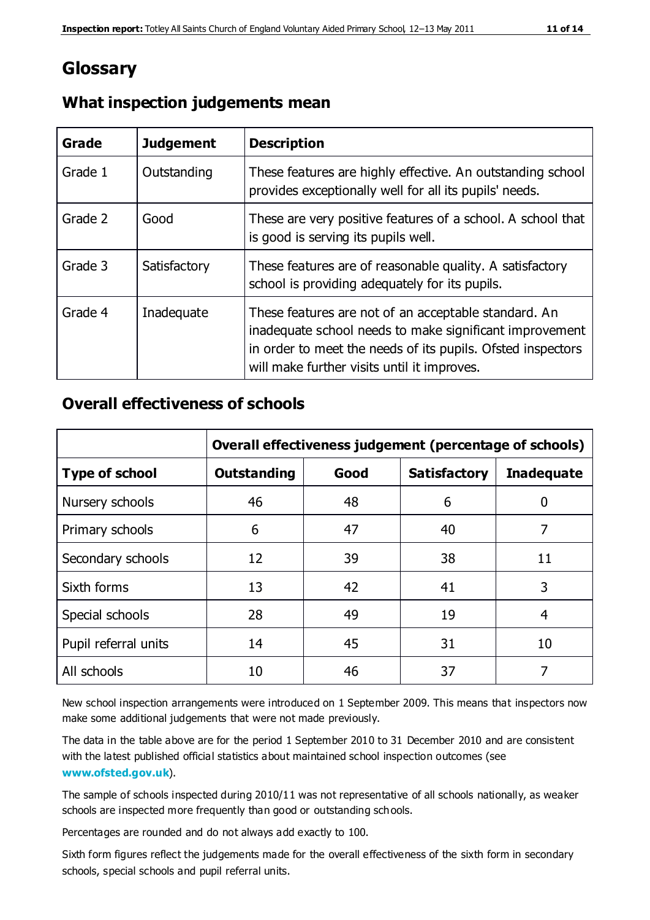# Glossary

## What inspection judgements mean

| Grade | Judgement | Description |
|---|---|---|
| Grade 1 | Outstanding | These features are highly effective. An outstanding school provides exceptionally well for all its pupils' needs. |
| Grade 2 | Good | These are very positive features of a school. A school that is good is serving its pupils well. |
| Grade 3 | Satisfactory | These features are of reasonable quality. A satisfactory school is providing adequately for its pupils. |
| Grade 4 | Inadequate | These features are not of an acceptable standard. An inadequate school needs to make significant improvement in order to meet the needs of its pupils. Ofsted inspectors will make further visits until it improves. |

## Overall effectiveness of schools

| | Overall effectiveness judgement (percentage of schools) | | | |
|---|---|---|---|---|
| **Type of school** | **Outstanding** | **Good** | **Satisfactory** | **Inadequate** |
| Nursery schools | 46 | 48 | 6 | 0 |
| Primary schools | 6 | 47 | 40 | 7 |
| Secondary schools | 12 | 39 | 38 | 11 |
| Sixth forms | 13 | 42 | 41 | 3 |
| Special schools | 28 | 49 | 19 | 4 |
| Pupil referral units | 14 | 45 | 31 | 10 |
| All schools | 10 | 46 | 37 | 7 |

New school inspection arrangements were introduced on 1 September 2009. This means that inspectors now make some additional judgements that were not made previously.

The data in the table above are for the period 1 September 2010 to 31 December 2010 and are consistent with the latest published official statistics about maintained school inspection outcomes (see **www.ofsted.gov.uk**).

The sample of schools inspected during 2010/11 was not representative of all schools nationally, as weaker schools are inspected more frequently than good or outstanding schools.

Percentages are rounded and do not always add exactly to 100.

Sixth form figures reflect the judgements made for the overall effectiveness of the sixth form in secondary schools, special schools and pupil referral units.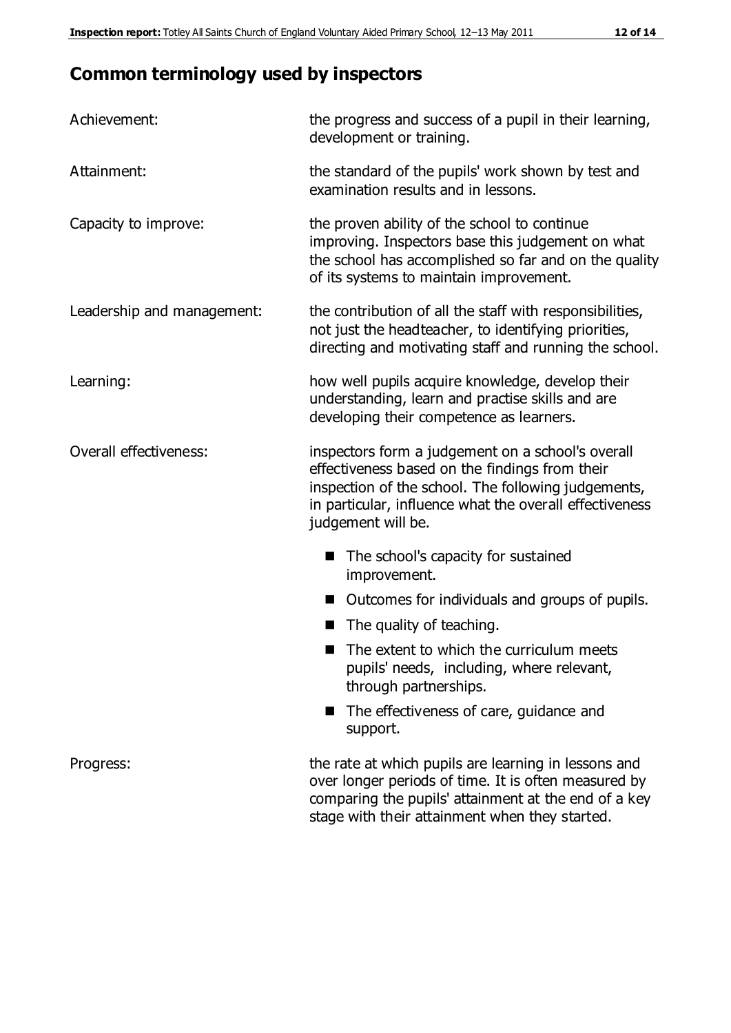## Common terminology used by inspectors

| | |
|---|---|
| Achievement: | the progress and success of a pupil in their learning, development or training. |
| Attainment: | the standard of the pupils' work shown by test and examination results and in lessons. |
| Capacity to improve: | the proven ability of the school to continue improving. Inspectors base this judgement on what the school has accomplished so far and on the quality of its systems to maintain improvement. |
| Leadership and management: | the contribution of all the staff with responsibilities, not just the headteacher, to identifying priorities, directing and motivating staff and running the school. |
| Learning: | how well pupils acquire knowledge, develop their understanding, learn and practise skills and are developing their competence as learners. |
| Overall effectiveness: | inspectors form a judgement on a school's overall effectiveness based on the findings from their inspection of the school. The following judgements, in particular, influence what the overall effectiveness judgement will be. |

- The school's capacity for sustained improvement.
- Outcomes for individuals and groups of pupils.
- The quality of teaching.
- The extent to which the curriculum meets pupils' needs, including, where relevant, through partnerships.
- The effectiveness of care, guidance and support.

| | |
|---|---|
| Progress: | the rate at which pupils are learning in lessons and over longer periods of time. It is often measured by comparing the pupils' attainment at the end of a key stage with their attainment when they started. |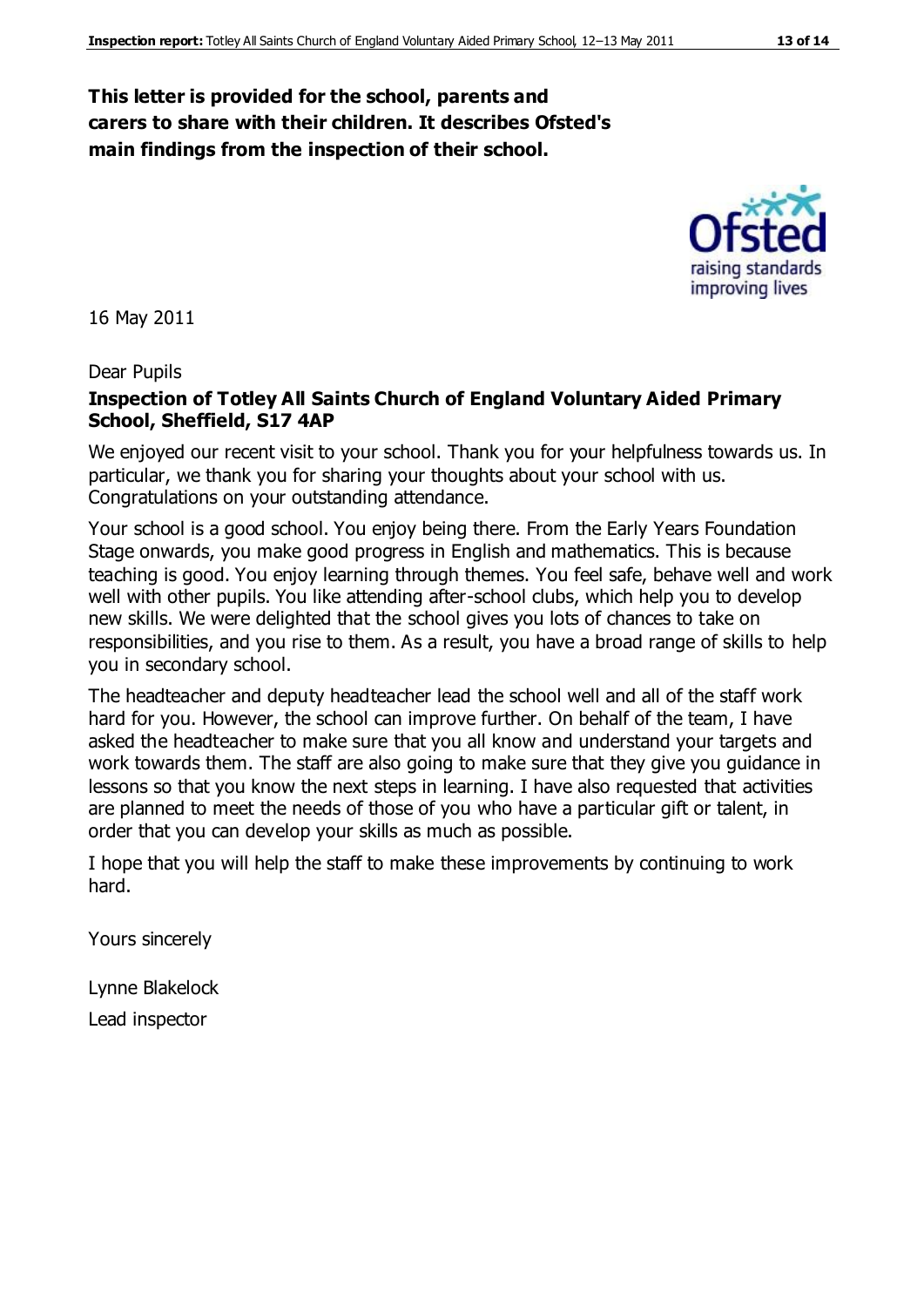**This letter is provided for the school, parents and carers to share with their children. It describes Ofsted's main findings from the inspection of their school.**

16 May 2011

Dear Pupils

**Inspection of Totley All Saints Church of England Voluntary Aided Primary School, Sheffield, S17 4AP**

We enjoyed our recent visit to your school. Thank you for your helpfulness towards us. In particular, we thank you for sharing your thoughts about your school with us. Congratulations on your outstanding attendance.

Your school is a good school. You enjoy being there. From the Early Years Foundation Stage onwards, you make good progress in English and mathematics. This is because teaching is good. You enjoy learning through themes. You feel safe, behave well and work well with other pupils. You like attending after-school clubs, which help you to develop new skills. We were delighted that the school gives you lots of chances to take on responsibilities, and you rise to them. As a result, you have a broad range of skills to help you in secondary school.

The headteacher and deputy headteacher lead the school well and all of the staff work hard for you. However, the school can improve further. On behalf of the team, I have asked the headteacher to make sure that you all know and understand your targets and work towards them. The staff are also going to make sure that they give you guidance in lessons so that you know the next steps in learning. I have also requested that activities are planned to meet the needs of those of you who have a particular gift or talent, in order that you can develop your skills as much as possible.

I hope that you will help the staff to make these improvements by continuing to work hard.

Yours sincerely

Lynne Blakelock

Lead inspector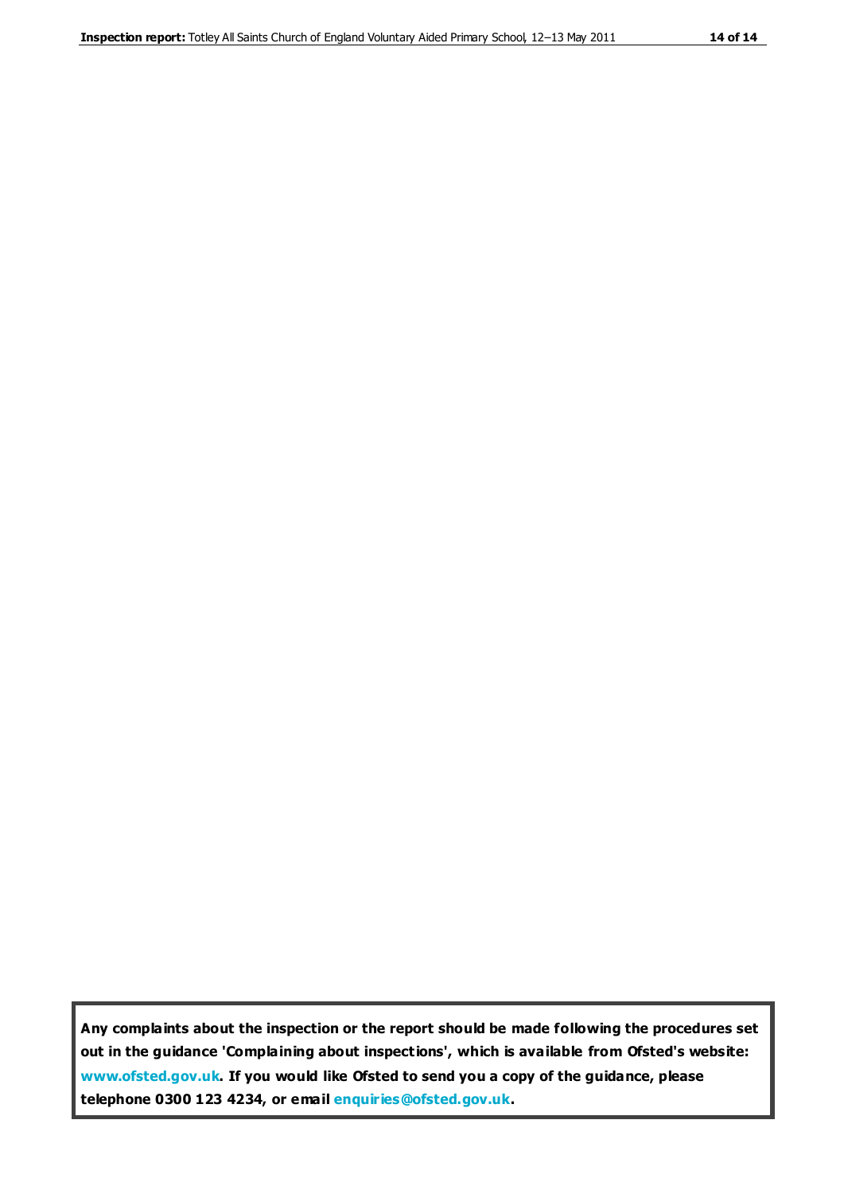**Any complaints about the inspection or the report should be made following the procedures set out in the guidance 'Complaining about inspections', which is available from Ofsted's website: www.ofsted.gov.uk. If you would like Ofsted to send you a copy of the guidance, please telephone 0300 123 4234, or email enquiries@ofsted.gov.uk.**